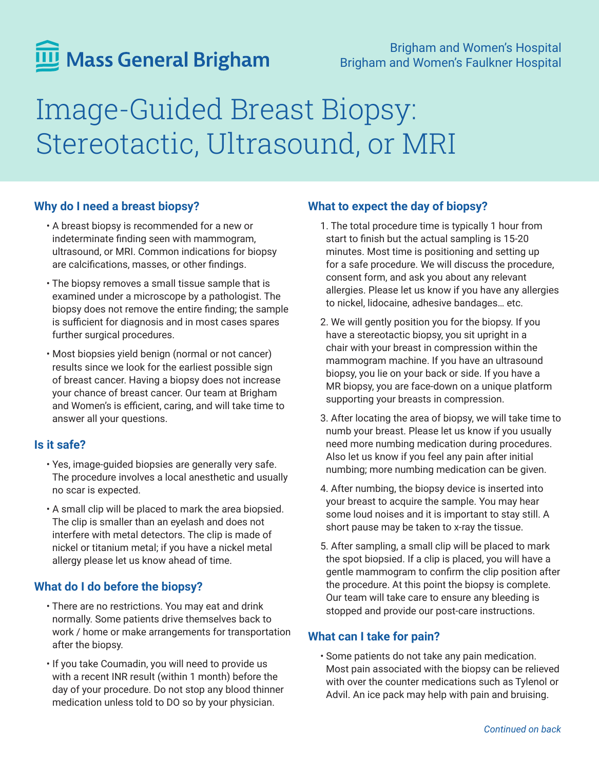Mass General Brigham

Brigham and Women's Hospital
Brigham and Women's Faulkner Hospital

# Image-Guided Breast Biopsy: Stereotactic, Ultrasound, or MRI

## Why do I need a breast biopsy?

- A breast biopsy is recommended for a new or indeterminate finding seen with mammogram, ultrasound, or MRI. Common indications for biopsy are calcifications, masses, or other findings.
- The biopsy removes a small tissue sample that is examined under a microscope by a pathologist. The biopsy does not remove the entire finding; the sample is sufficient for diagnosis and in most cases spares further surgical procedures.
- Most biopsies yield benign (normal or not cancer) results since we look for the earliest possible sign of breast cancer. Having a biopsy does not increase your chance of breast cancer. Our team at Brigham and Women's is efficient, caring, and will take time to answer all your questions.

## Is it safe?

- Yes, image-guided biopsies are generally very safe. The procedure involves a local anesthetic and usually no scar is expected.
- A small clip will be placed to mark the area biopsied. The clip is smaller than an eyelash and does not interfere with metal detectors. The clip is made of nickel or titanium metal; if you have a nickel metal allergy please let us know ahead of time.

## What do I do before the biopsy?

- There are no restrictions. You may eat and drink normally. Some patients drive themselves back to work / home or make arrangements for transportation after the biopsy.
- If you take Coumadin, you will need to provide us with a recent INR result (within 1 month) before the day of your procedure. Do not stop any blood thinner medication unless told to DO so by your physician.

## What to expect the day of biopsy?

1. The total procedure time is typically 1 hour from start to finish but the actual sampling is 15-20 minutes. Most time is positioning and setting up for a safe procedure. We will discuss the procedure, consent form, and ask you about any relevant allergies. Please let us know if you have any allergies to nickel, lidocaine, adhesive bandages… etc.
2. We will gently position you for the biopsy. If you have a stereotactic biopsy, you sit upright in a chair with your breast in compression within the mammogram machine. If you have an ultrasound biopsy, you lie on your back or side. If you have a MR biopsy, you are face-down on a unique platform supporting your breasts in compression.
3. After locating the area of biopsy, we will take time to numb your breast. Please let us know if you usually need more numbing medication during procedures. Also let us know if you feel any pain after initial numbing; more numbing medication can be given.
4. After numbing, the biopsy device is inserted into your breast to acquire the sample. You may hear some loud noises and it is important to stay still. A short pause may be taken to x-ray the tissue.
5. After sampling, a small clip will be placed to mark the spot biopsied. If a clip is placed, you will have a gentle mammogram to confirm the clip position after the procedure. At this point the biopsy is complete. Our team will take care to ensure any bleeding is stopped and provide our post-care instructions.

## What can I take for pain?

- Some patients do not take any pain medication. Most pain associated with the biopsy can be relieved with over the counter medications such as Tylenol or Advil. An ice pack may help with pain and bruising.

*Continued on back*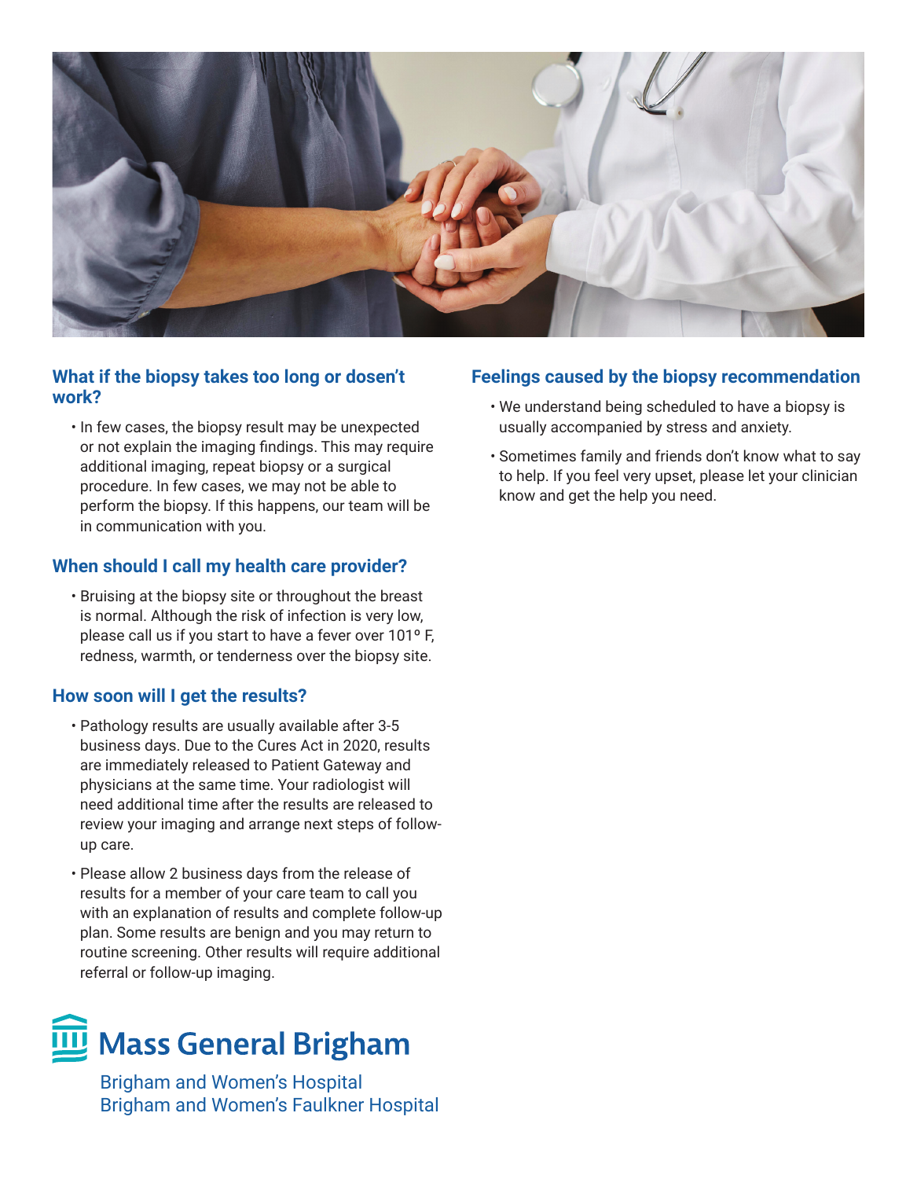### What if the biopsy takes too long or dosen't work?

- In few cases, the biopsy result may be unexpected or not explain the imaging findings. This may require additional imaging, repeat biopsy or a surgical procedure. In few cases, we may not be able to perform the biopsy. If this happens, our team will be in communication with you.

### When should I call my health care provider?

- Bruising at the biopsy site or throughout the breast is normal. Although the risk of infection is very low, please call us if you start to have a fever over 101º F, redness, warmth, or tenderness over the biopsy site.

### How soon will I get the results?

- Pathology results are usually available after 3-5 business days. Due to the Cures Act in 2020, results are immediately released to Patient Gateway and physicians at the same time. Your radiologist will need additional time after the results are released to review your imaging and arrange next steps of follow-up care.
- Please allow 2 business days from the release of results for a member of your care team to call you with an explanation of results and complete follow-up plan. Some results are benign and you may return to routine screening. Other results will require additional referral or follow-up imaging.

### Feelings caused by the biopsy recommendation

- We understand being scheduled to have a biopsy is usually accompanied by stress and anxiety.
- Sometimes family and friends don't know what to say to help. If you feel very upset, please let your clinician know and get the help you need.

Mass General Brigham

Brigham and Women's Hospital
Brigham and Women's Faulkner Hospital